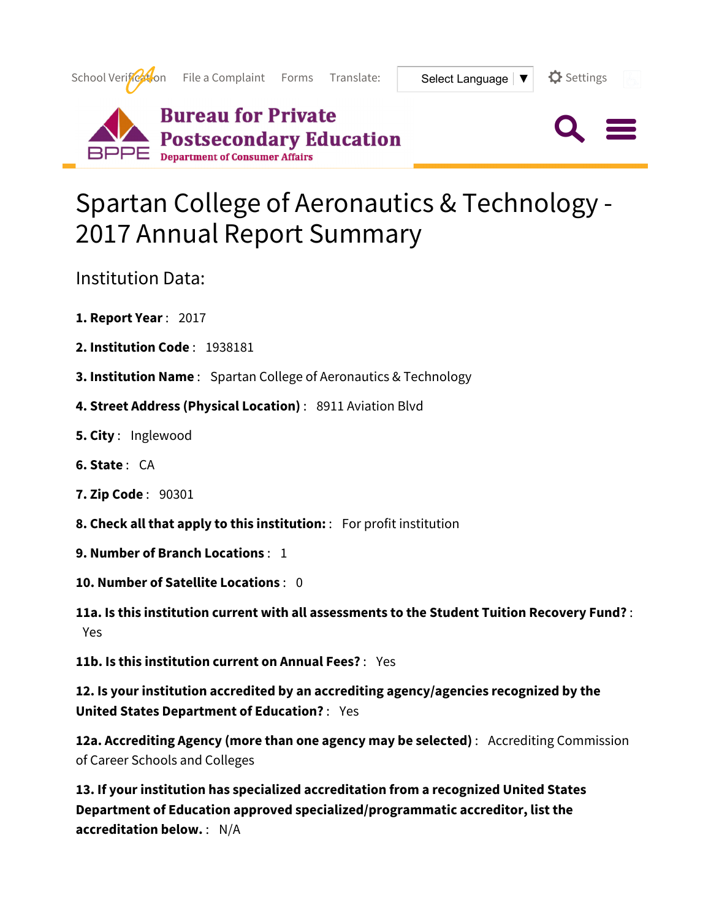School Verification File a Complaint Forms Translate: Select Language Settings

Bureau for Private Postsecondary Education
Department of Consumer Affairs

# Spartan College of Aeronautics & Technology - 2017 Annual Report Summary

## Institution Data:

**1. Report Year** : 2017

**2. Institution Code** : 1938181

**3. Institution Name** : Spartan College of Aeronautics & Technology

**4. Street Address (Physical Location)** : 8911 Aviation Blvd

**5. City** : Inglewood

**6. State** : CA

**7. Zip Code** : 90301

**8. Check all that apply to this institution:** : For profit institution

**9. Number of Branch Locations** : 1

**10. Number of Satellite Locations** : 0

**11a. Is this institution current with all assessments to the Student Tuition Recovery Fund?** : Yes

**11b. Is this institution current on Annual Fees?** : Yes

**12. Is your institution accredited by an accrediting agency/agencies recognized by the United States Department of Education?** : Yes

**12a. Accrediting Agency (more than one agency may be selected)** : Accrediting Commission of Career Schools and Colleges

**13. If your institution has specialized accreditation from a recognized United States Department of Education approved specialized/programmatic accreditor, list the accreditation below.** : N/A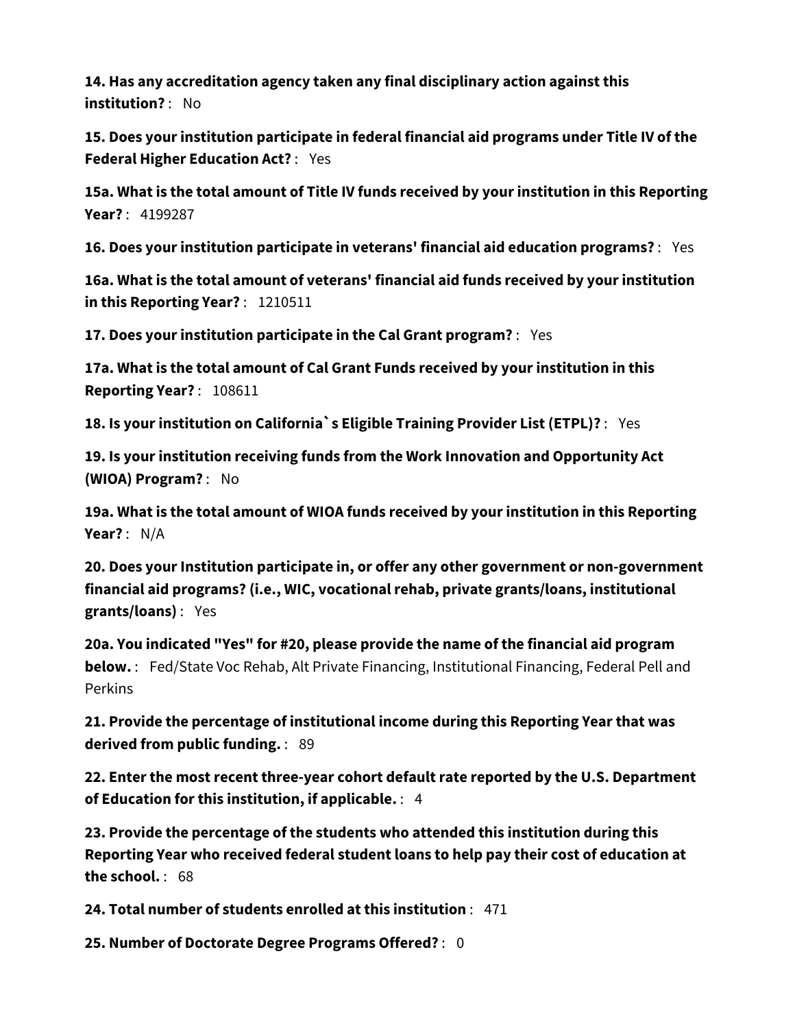**14. Has any accreditation agency taken any final disciplinary action against this institution?** : No

**15. Does your institution participate in federal financial aid programs under Title IV of the Federal Higher Education Act?** : Yes

**15a. What is the total amount of Title IV funds received by your institution in this Reporting Year?** : 4199287

**16. Does your institution participate in veterans' financial aid education programs?** : Yes

**16a. What is the total amount of veterans' financial aid funds received by your institution in this Reporting Year?** : 1210511

**17. Does your institution participate in the Cal Grant program?** : Yes

**17a. What is the total amount of Cal Grant Funds received by your institution in this Reporting Year?** : 108611

**18. Is your institution on California`s Eligible Training Provider List (ETPL)?** : Yes

**19. Is your institution receiving funds from the Work Innovation and Opportunity Act (WIOA) Program?** : No

**19a. What is the total amount of WIOA funds received by your institution in this Reporting Year?** : N/A

**20. Does your Institution participate in, or offer any other government or non-government financial aid programs? (i.e., WIC, vocational rehab, private grants/loans, institutional grants/loans)** : Yes

**20a. You indicated "Yes" for #20, please provide the name of the financial aid program below.** : Fed/State Voc Rehab, Alt Private Financing, Institutional Financing, Federal Pell and Perkins

**21. Provide the percentage of institutional income during this Reporting Year that was derived from public funding.** : 89

**22. Enter the most recent three-year cohort default rate reported by the U.S. Department of Education for this institution, if applicable.** : 4

**23. Provide the percentage of the students who attended this institution during this Reporting Year who received federal student loans to help pay their cost of education at the school.** : 68

**24. Total number of students enrolled at this institution** : 471

**25. Number of Doctorate Degree Programs Offered?** : 0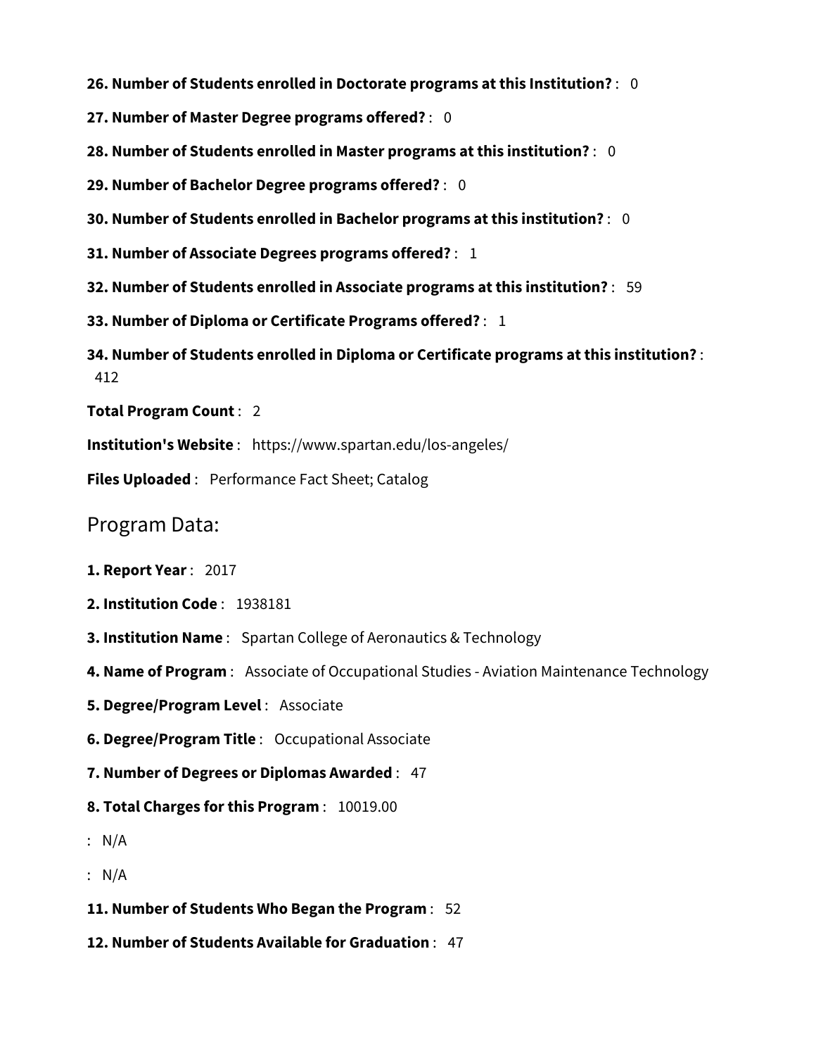**26. Number of Students enrolled in Doctorate programs at this Institution?** : 0

**27. Number of Master Degree programs offered?** : 0

**28. Number of Students enrolled in Master programs at this institution?** : 0

**29. Number of Bachelor Degree programs offered?** : 0

**30. Number of Students enrolled in Bachelor programs at this institution?** : 0

**31. Number of Associate Degrees programs offered?** : 1

**32. Number of Students enrolled in Associate programs at this institution?** : 59

**33. Number of Diploma or Certificate Programs offered?** : 1

**34. Number of Students enrolled in Diploma or Certificate programs at this institution?** : 412

**Total Program Count** : 2

**Institution's Website** : https://www.spartan.edu/los-angeles/

**Files Uploaded** : Performance Fact Sheet; Catalog

## Program Data:

**1. Report Year** : 2017

**2. Institution Code** : 1938181

**3. Institution Name** : Spartan College of Aeronautics & Technology

**4. Name of Program** : Associate of Occupational Studies - Aviation Maintenance Technology

**5. Degree/Program Level** : Associate

**6. Degree/Program Title** : Occupational Associate

**7. Number of Degrees or Diplomas Awarded** : 47

**8. Total Charges for this Program** : 10019.00

: N/A

: N/A

**11. Number of Students Who Began the Program** : 52

**12. Number of Students Available for Graduation** : 47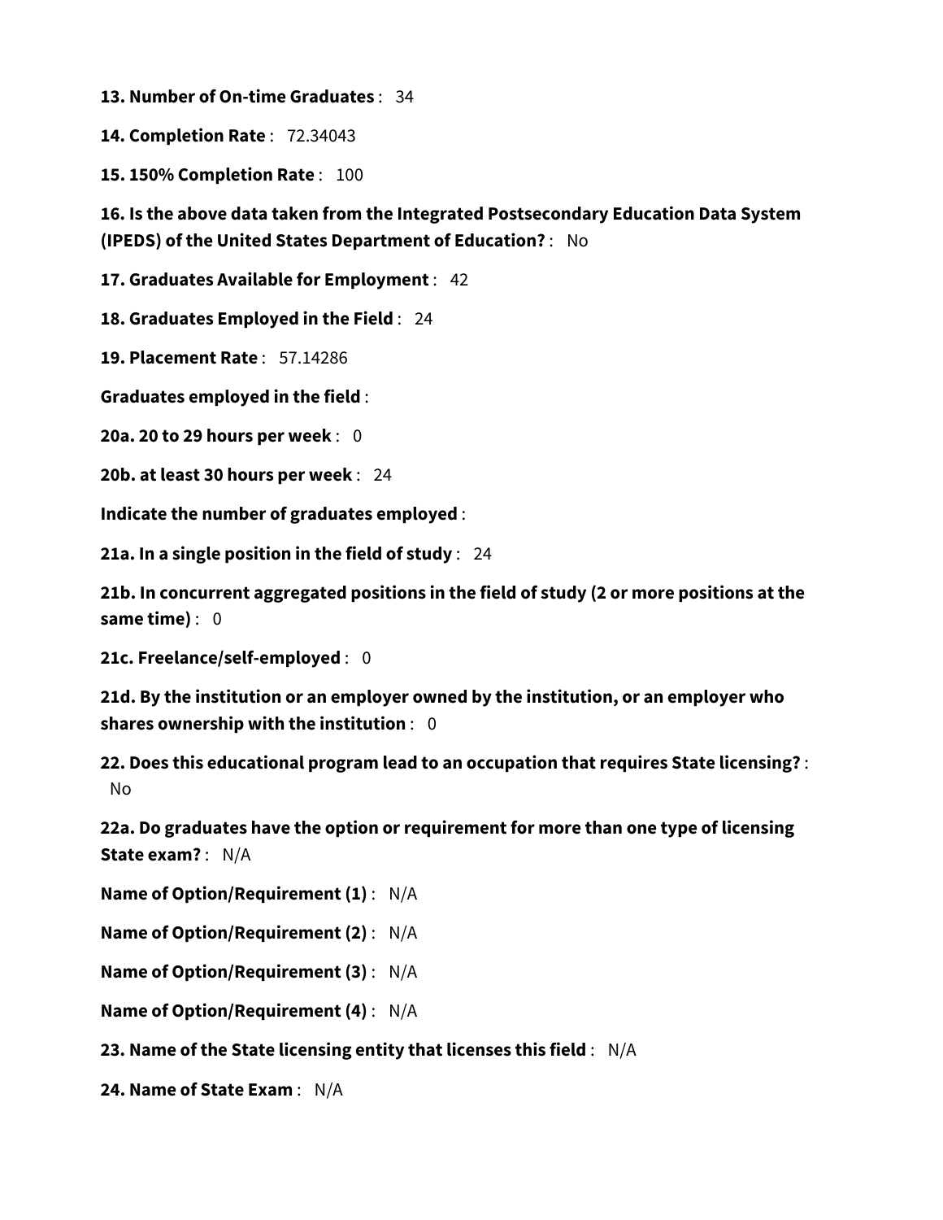**13. Number of On-time Graduates** : 34

**14. Completion Rate** : 72.34043

**15. 150% Completion Rate** : 100

**16. Is the above data taken from the Integrated Postsecondary Education Data System (IPEDS) of the United States Department of Education?** : No

**17. Graduates Available for Employment** : 42

**18. Graduates Employed in the Field** : 24

**19. Placement Rate** : 57.14286

**Graduates employed in the field** :

**20a. 20 to 29 hours per week** : 0

**20b. at least 30 hours per week** : 24

**Indicate the number of graduates employed** :

**21a. In a single position in the field of study** : 24

**21b. In concurrent aggregated positions in the field of study (2 or more positions at the same time)** : 0

**21c. Freelance/self-employed** : 0

**21d. By the institution or an employer owned by the institution, or an employer who shares ownership with the institution** : 0

**22. Does this educational program lead to an occupation that requires State licensing?** : No

**22a. Do graduates have the option or requirement for more than one type of licensing State exam?** : N/A

**Name of Option/Requirement (1)** : N/A

**Name of Option/Requirement (2)** : N/A

**Name of Option/Requirement (3)** : N/A

**Name of Option/Requirement (4)** : N/A

**23. Name of the State licensing entity that licenses this field** : N/A

**24. Name of State Exam** : N/A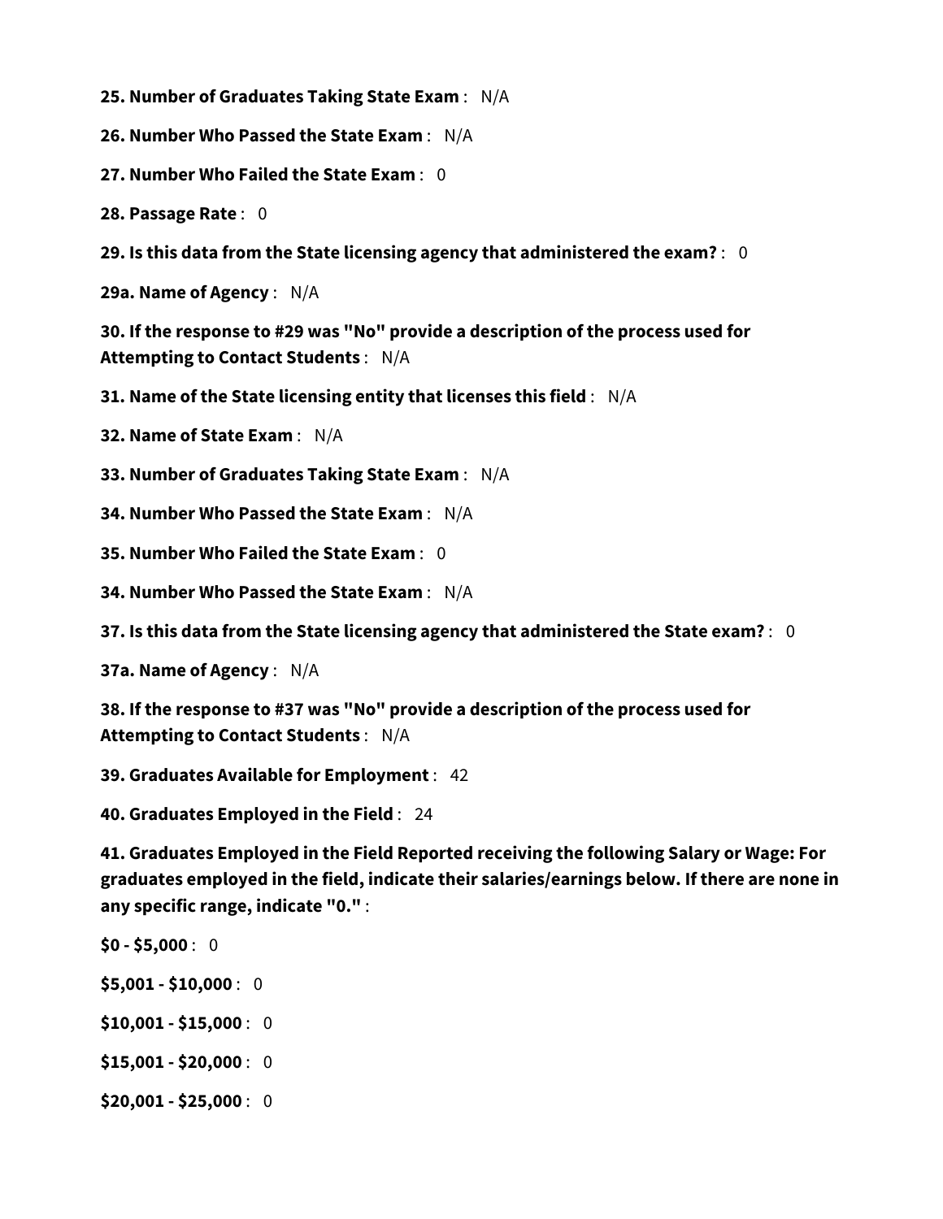**25. Number of Graduates Taking State Exam** : N/A

**26. Number Who Passed the State Exam** : N/A

**27. Number Who Failed the State Exam** : 0

**28. Passage Rate** : 0

**29. Is this data from the State licensing agency that administered the exam?** : 0

**29a. Name of Agency** : N/A

**30. If the response to #29 was "No" provide a description of the process used for Attempting to Contact Students** : N/A

**31. Name of the State licensing entity that licenses this field** : N/A

**32. Name of State Exam** : N/A

**33. Number of Graduates Taking State Exam** : N/A

**34. Number Who Passed the State Exam** : N/A

**35. Number Who Failed the State Exam** : 0

**34. Number Who Passed the State Exam** : N/A

**37. Is this data from the State licensing agency that administered the State exam?** : 0

**37a. Name of Agency** : N/A

**38. If the response to #37 was "No" provide a description of the process used for Attempting to Contact Students** : N/A

**39. Graduates Available for Employment** : 42

**40. Graduates Employed in the Field** : 24

**41. Graduates Employed in the Field Reported receiving the following Salary or Wage: For graduates employed in the field, indicate their salaries/earnings below. If there are none in any specific range, indicate "0."** :

**$0 - $5,000** : 0

**$5,001 - $10,000** : 0

**$10,001 - $15,000** : 0

**$15,001 - $20,000** : 0

**$20,001 - $25,000** : 0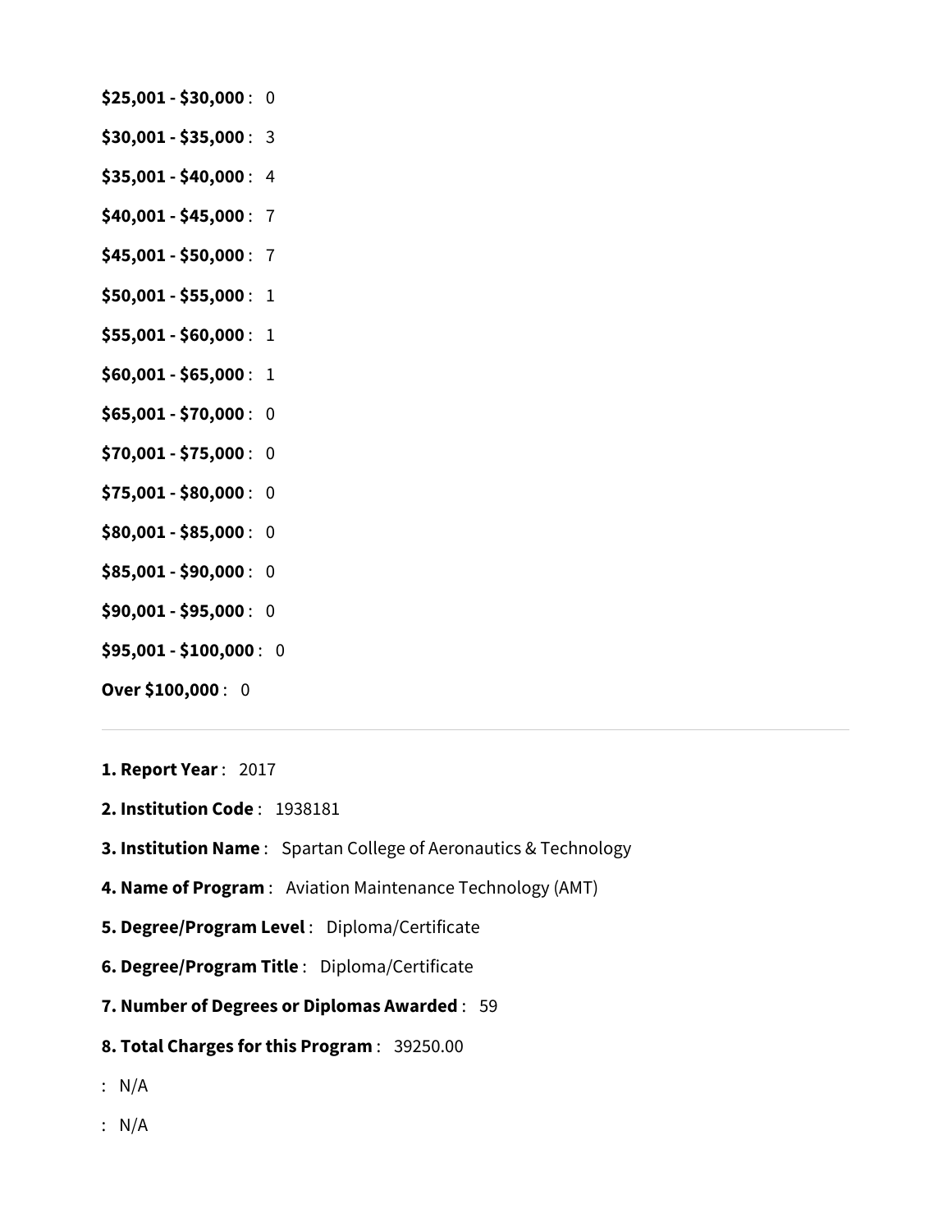**$25,001 - $30,000** : 0

**$30,001 - $35,000** : 3

**$35,001 - $40,000** : 4

**$40,001 - $45,000** : 7

**$45,001 - $50,000** : 7

**$50,001 - $55,000** : 1

**$55,001 - $60,000** : 1

**$60,001 - $65,000** : 1

**$65,001 - $70,000** : 0

**$70,001 - $75,000** : 0

**$75,001 - $80,000** : 0

**$80,001 - $85,000** : 0

**$85,001 - $90,000** : 0

**$90,001 - $95,000** : 0

**$95,001 - $100,000** : 0

**Over $100,000** : 0

---

**1. Report Year** : 2017

**2. Institution Code** : 1938181

**3. Institution Name** : Spartan College of Aeronautics & Technology

**4. Name of Program** : Aviation Maintenance Technology (AMT)

**5. Degree/Program Level** : Diploma/Certificate

**6. Degree/Program Title** : Diploma/Certificate

**7. Number of Degrees or Diplomas Awarded** : 59

**8. Total Charges for this Program** : 39250.00

: N/A

: N/A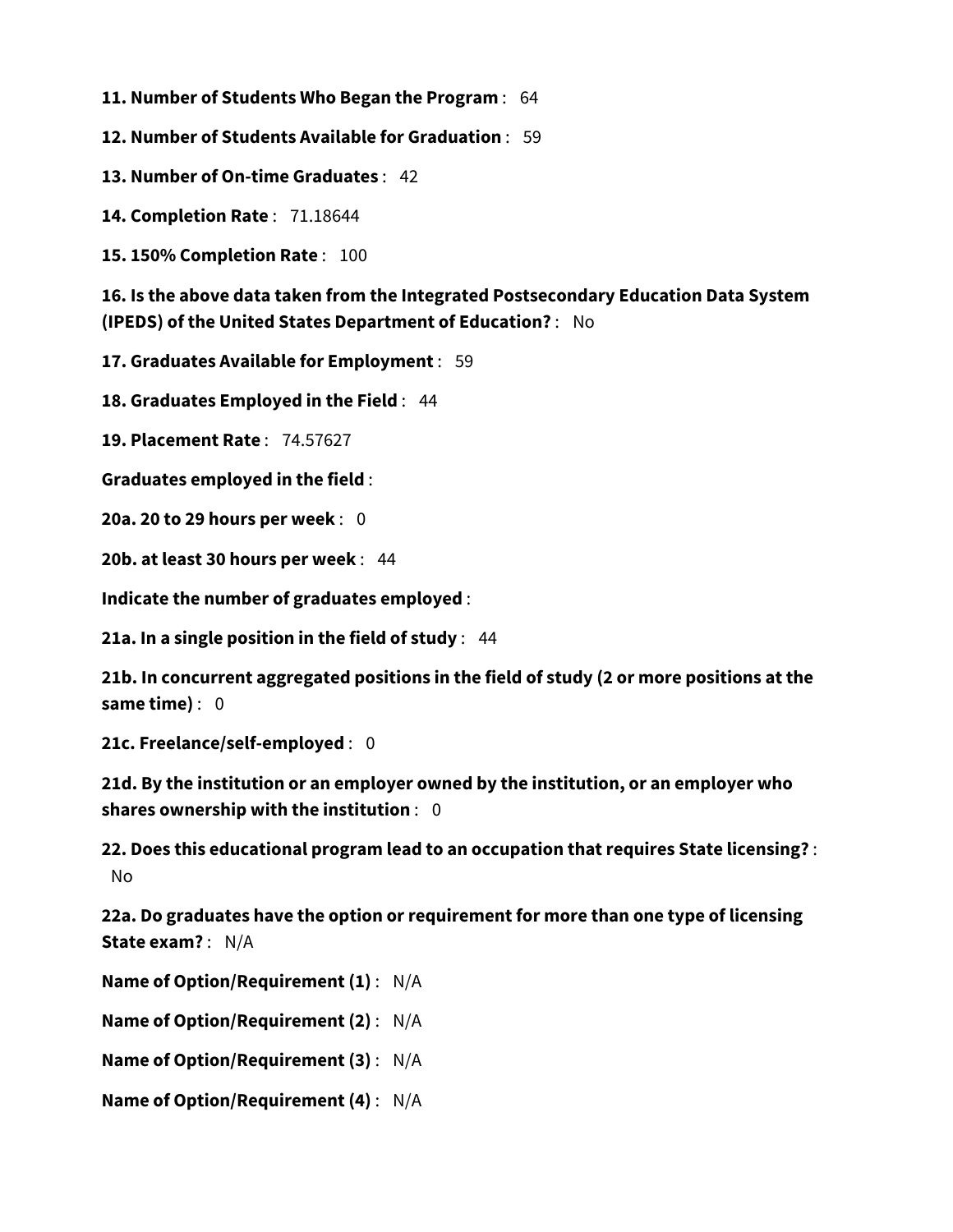**11. Number of Students Who Began the Program** : 64

**12. Number of Students Available for Graduation** : 59

**13. Number of On-time Graduates** : 42

**14. Completion Rate** : 71.18644

**15. 150% Completion Rate** : 100

**16. Is the above data taken from the Integrated Postsecondary Education Data System (IPEDS) of the United States Department of Education?** : No

**17. Graduates Available for Employment** : 59

**18. Graduates Employed in the Field** : 44

**19. Placement Rate** : 74.57627

**Graduates employed in the field** :

**20a. 20 to 29 hours per week** : 0

**20b. at least 30 hours per week** : 44

**Indicate the number of graduates employed** :

**21a. In a single position in the field of study** : 44

**21b. In concurrent aggregated positions in the field of study (2 or more positions at the same time)** : 0

**21c. Freelance/self-employed** : 0

**21d. By the institution or an employer owned by the institution, or an employer who shares ownership with the institution** : 0

**22. Does this educational program lead to an occupation that requires State licensing?** : No

**22a. Do graduates have the option or requirement for more than one type of licensing State exam?** : N/A

**Name of Option/Requirement (1)** : N/A

**Name of Option/Requirement (2)** : N/A

**Name of Option/Requirement (3)** : N/A

**Name of Option/Requirement (4)** : N/A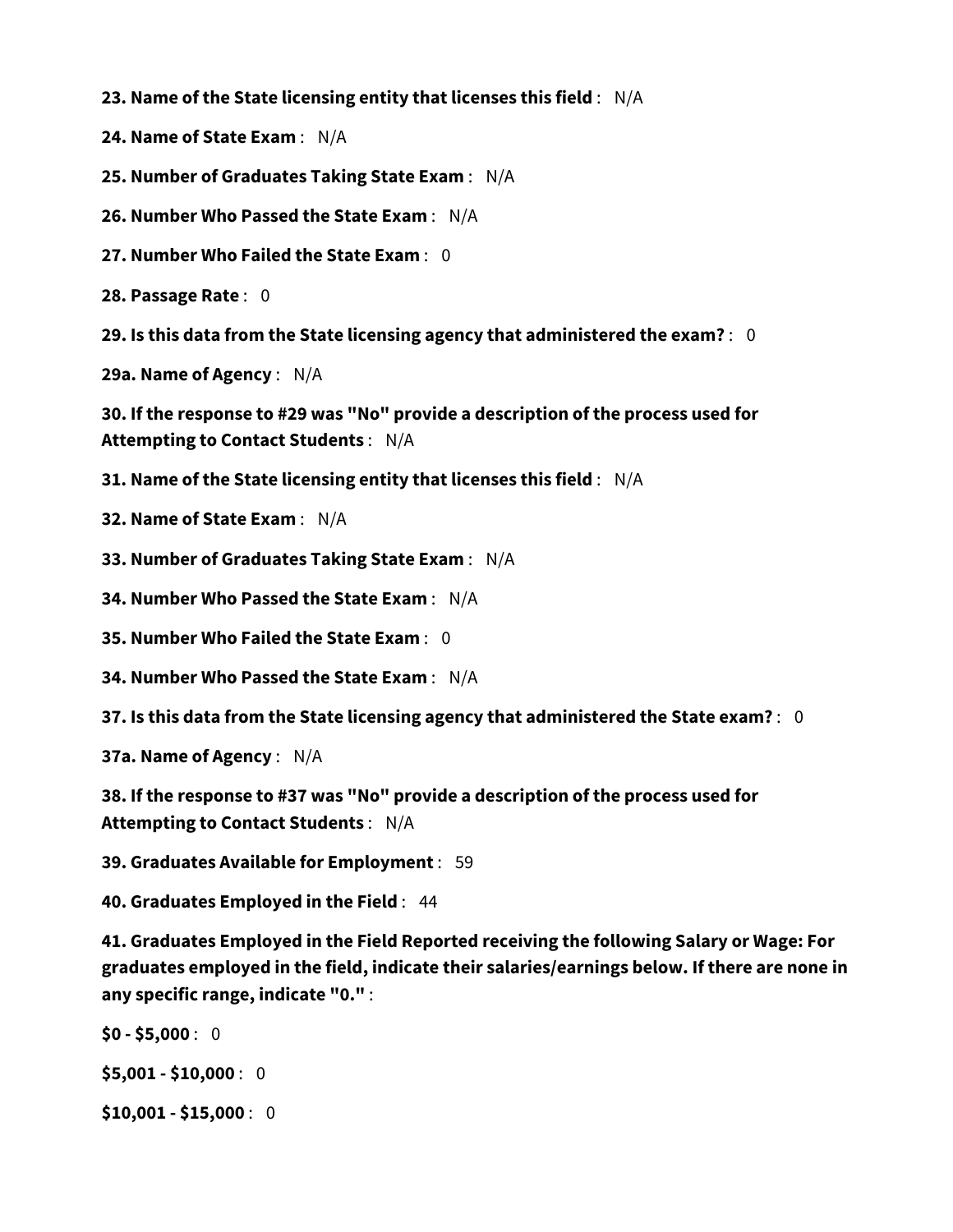**23. Name of the State licensing entity that licenses this field** : N/A

**24. Name of State Exam** : N/A

**25. Number of Graduates Taking State Exam** : N/A

**26. Number Who Passed the State Exam** : N/A

**27. Number Who Failed the State Exam** : 0

**28. Passage Rate** : 0

**29. Is this data from the State licensing agency that administered the exam?** : 0

**29a. Name of Agency** : N/A

**30. If the response to #29 was "No" provide a description of the process used for Attempting to Contact Students** : N/A

**31. Name of the State licensing entity that licenses this field** : N/A

**32. Name of State Exam** : N/A

**33. Number of Graduates Taking State Exam** : N/A

**34. Number Who Passed the State Exam** : N/A

**35. Number Who Failed the State Exam** : 0

**34. Number Who Passed the State Exam** : N/A

**37. Is this data from the State licensing agency that administered the State exam?** : 0

**37a. Name of Agency** : N/A

**38. If the response to #37 was "No" provide a description of the process used for Attempting to Contact Students** : N/A

**39. Graduates Available for Employment** : 59

**40. Graduates Employed in the Field** : 44

**41. Graduates Employed in the Field Reported receiving the following Salary or Wage: For graduates employed in the field, indicate their salaries/earnings below. If there are none in any specific range, indicate "0."** :

**$0 - $5,000** : 0

**$5,001 - $10,000** : 0

**$10,001 - $15,000** : 0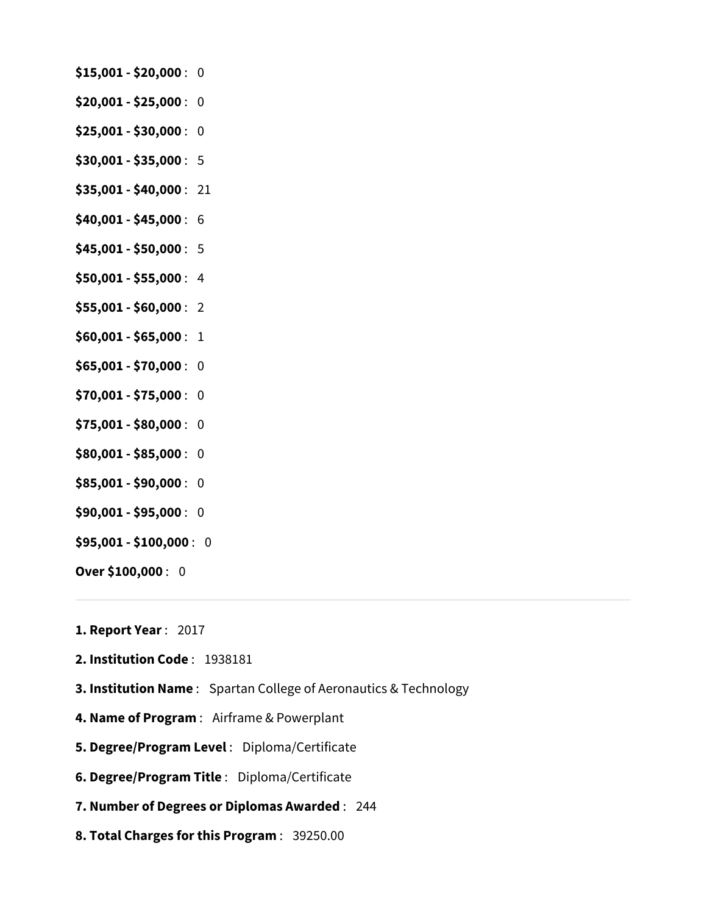**$15,001 - $20,000** : 0

**$20,001 - $25,000** : 0

**$25,001 - $30,000** : 0

**$30,001 - $35,000** : 5

**$35,001 - $40,000** : 21

**$40,001 - $45,000** : 6

**$45,001 - $50,000** : 5

**$50,001 - $55,000** : 4

**$55,001 - $60,000** : 2

**$60,001 - $65,000** : 1

**$65,001 - $70,000** : 0

**$70,001 - $75,000** : 0

**$75,001 - $80,000** : 0

**$80,001 - $85,000** : 0

**$85,001 - $90,000** : 0

**$90,001 - $95,000** : 0

**$95,001 - $100,000** : 0

**Over $100,000** : 0

---

**1. Report Year** : 2017

**2. Institution Code** : 1938181

**3. Institution Name** : Spartan College of Aeronautics & Technology

**4. Name of Program** : Airframe & Powerplant

**5. Degree/Program Level** : Diploma/Certificate

**6. Degree/Program Title** : Diploma/Certificate

**7. Number of Degrees or Diplomas Awarded** : 244

**8. Total Charges for this Program** : 39250.00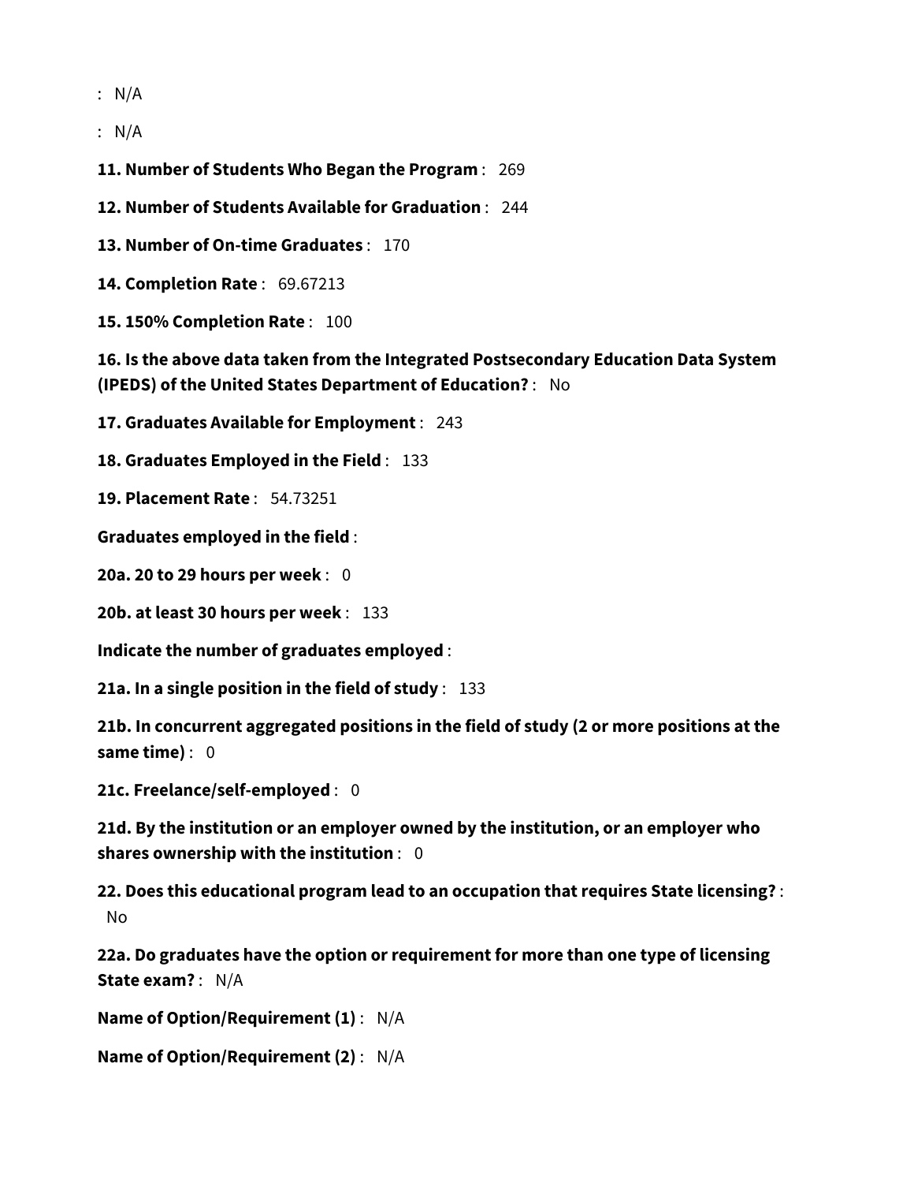: N/A

: N/A

**11. Number of Students Who Began the Program** : 269

**12. Number of Students Available for Graduation** : 244

**13. Number of On-time Graduates** : 170

**14. Completion Rate** : 69.67213

**15. 150% Completion Rate** : 100

**16. Is the above data taken from the Integrated Postsecondary Education Data System (IPEDS) of the United States Department of Education?** : No

**17. Graduates Available for Employment** : 243

**18. Graduates Employed in the Field** : 133

**19. Placement Rate** : 54.73251

**Graduates employed in the field** :

**20a. 20 to 29 hours per week** : 0

**20b. at least 30 hours per week** : 133

**Indicate the number of graduates employed** :

**21a. In a single position in the field of study** : 133

**21b. In concurrent aggregated positions in the field of study (2 or more positions at the same time)** : 0

**21c. Freelance/self-employed** : 0

**21d. By the institution or an employer owned by the institution, or an employer who shares ownership with the institution** : 0

**22. Does this educational program lead to an occupation that requires State licensing?** : No

**22a. Do graduates have the option or requirement for more than one type of licensing State exam?** : N/A

**Name of Option/Requirement (1)** : N/A

**Name of Option/Requirement (2)** : N/A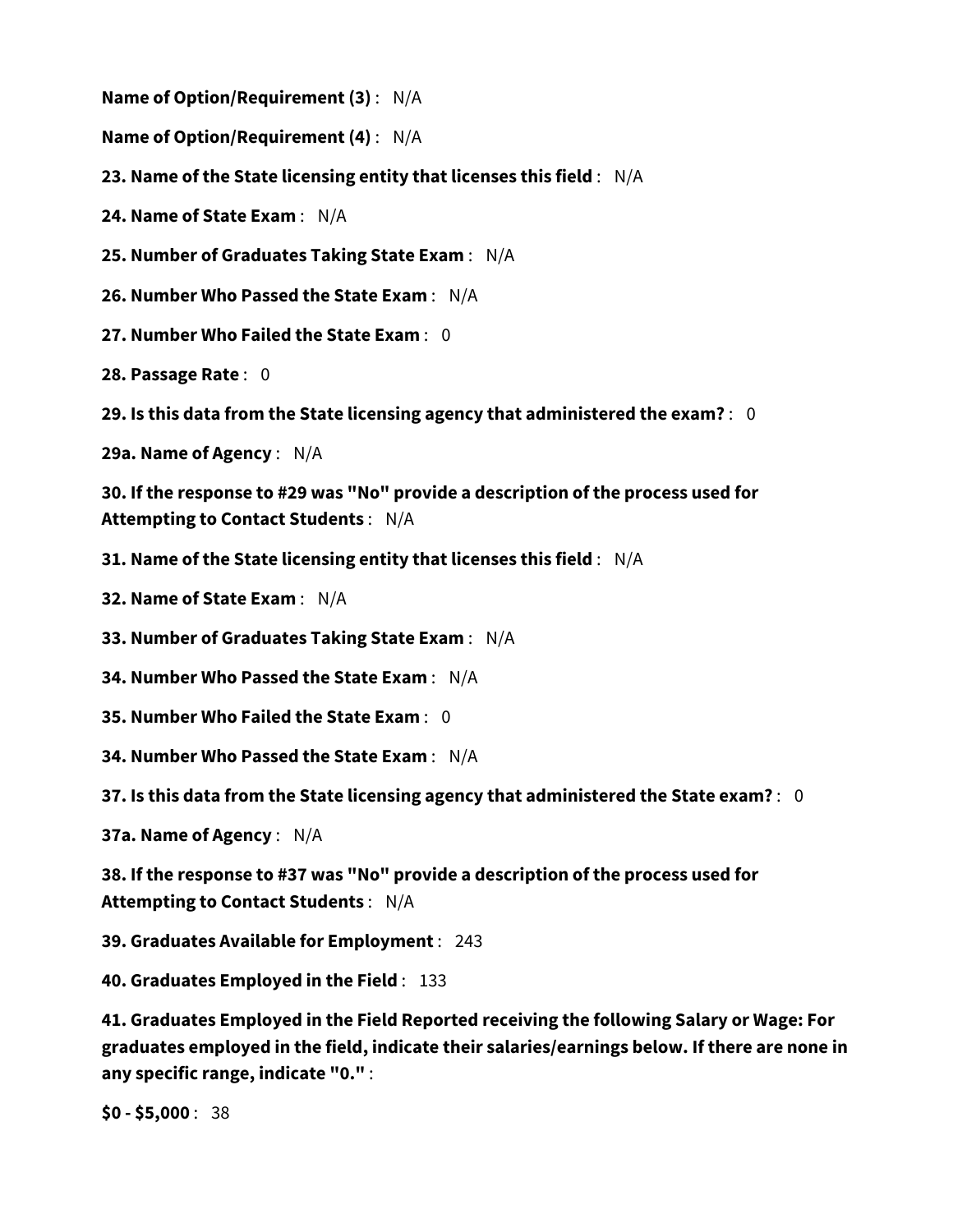**Name of Option/Requirement (3)** : N/A

**Name of Option/Requirement (4)** : N/A

**23. Name of the State licensing entity that licenses this field** : N/A

**24. Name of State Exam** : N/A

**25. Number of Graduates Taking State Exam** : N/A

**26. Number Who Passed the State Exam** : N/A

**27. Number Who Failed the State Exam** : 0

**28. Passage Rate** : 0

**29. Is this data from the State licensing agency that administered the exam?** : 0

**29a. Name of Agency** : N/A

**30. If the response to #29 was "No" provide a description of the process used for Attempting to Contact Students** : N/A

**31. Name of the State licensing entity that licenses this field** : N/A

**32. Name of State Exam** : N/A

**33. Number of Graduates Taking State Exam** : N/A

**34. Number Who Passed the State Exam** : N/A

**35. Number Who Failed the State Exam** : 0

**34. Number Who Passed the State Exam** : N/A

**37. Is this data from the State licensing agency that administered the State exam?** : 0

**37a. Name of Agency** : N/A

**38. If the response to #37 was "No" provide a description of the process used for Attempting to Contact Students** : N/A

**39. Graduates Available for Employment** : 243

**40. Graduates Employed in the Field** : 133

**41. Graduates Employed in the Field Reported receiving the following Salary or Wage: For graduates employed in the field, indicate their salaries/earnings below. If there are none in any specific range, indicate "0."** :

**$0 - $5,000** : 38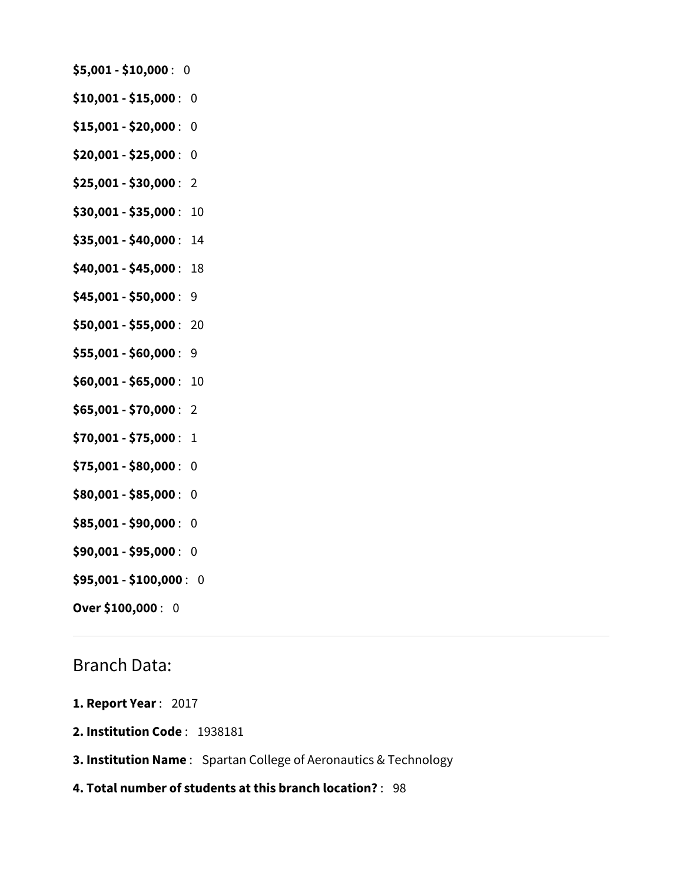**$5,001 - $10,000** : 0

**$10,001 - $15,000** : 0

**$15,001 - $20,000** : 0

**$20,001 - $25,000** : 0

**$25,001 - $30,000** : 2

**$30,001 - $35,000** : 10

**$35,001 - $40,000** : 14

**$40,001 - $45,000** : 18

**$45,001 - $50,000** : 9

**$50,001 - $55,000** : 20

**$55,001 - $60,000** : 9

**$60,001 - $65,000** : 10

**$65,001 - $70,000** : 2

**$70,001 - $75,000** : 1

**$75,001 - $80,000** : 0

**$80,001 - $85,000** : 0

**$85,001 - $90,000** : 0

**$90,001 - $95,000** : 0

**$95,001 - $100,000** : 0

**Over $100,000** : 0

---

## Branch Data:

**1. Report Year** : 2017

**2. Institution Code** : 1938181

**3. Institution Name** : Spartan College of Aeronautics & Technology

**4. Total number of students at this branch location?** : 98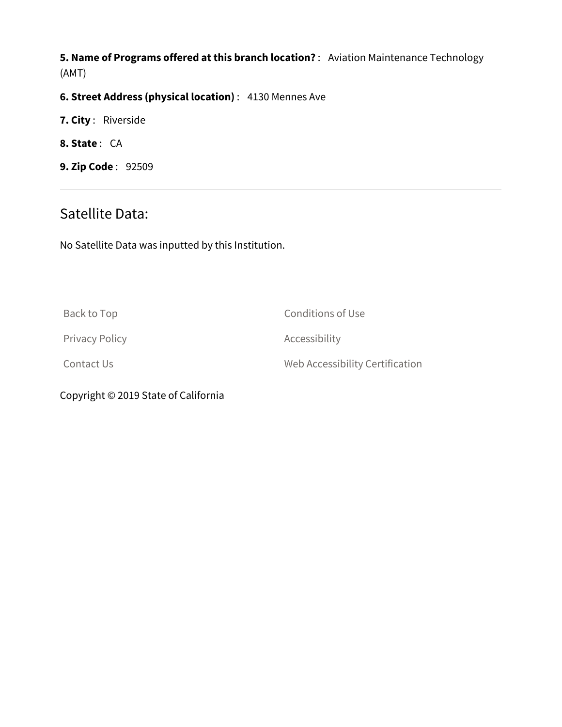**5. Name of Programs offered at this branch location?** : Aviation Maintenance Technology (AMT)

**6. Street Address (physical location)** : 4130 Mennes Ave

**7. City** : Riverside

**8. State** : CA

**9. Zip Code** : 92509

---

## Satellite Data:

No Satellite Data was inputted by this Institution.

Back to Top

Conditions of Use

Privacy Policy

Accessibility

Contact Us

Web Accessibility Certification

Copyright © 2019 State of California